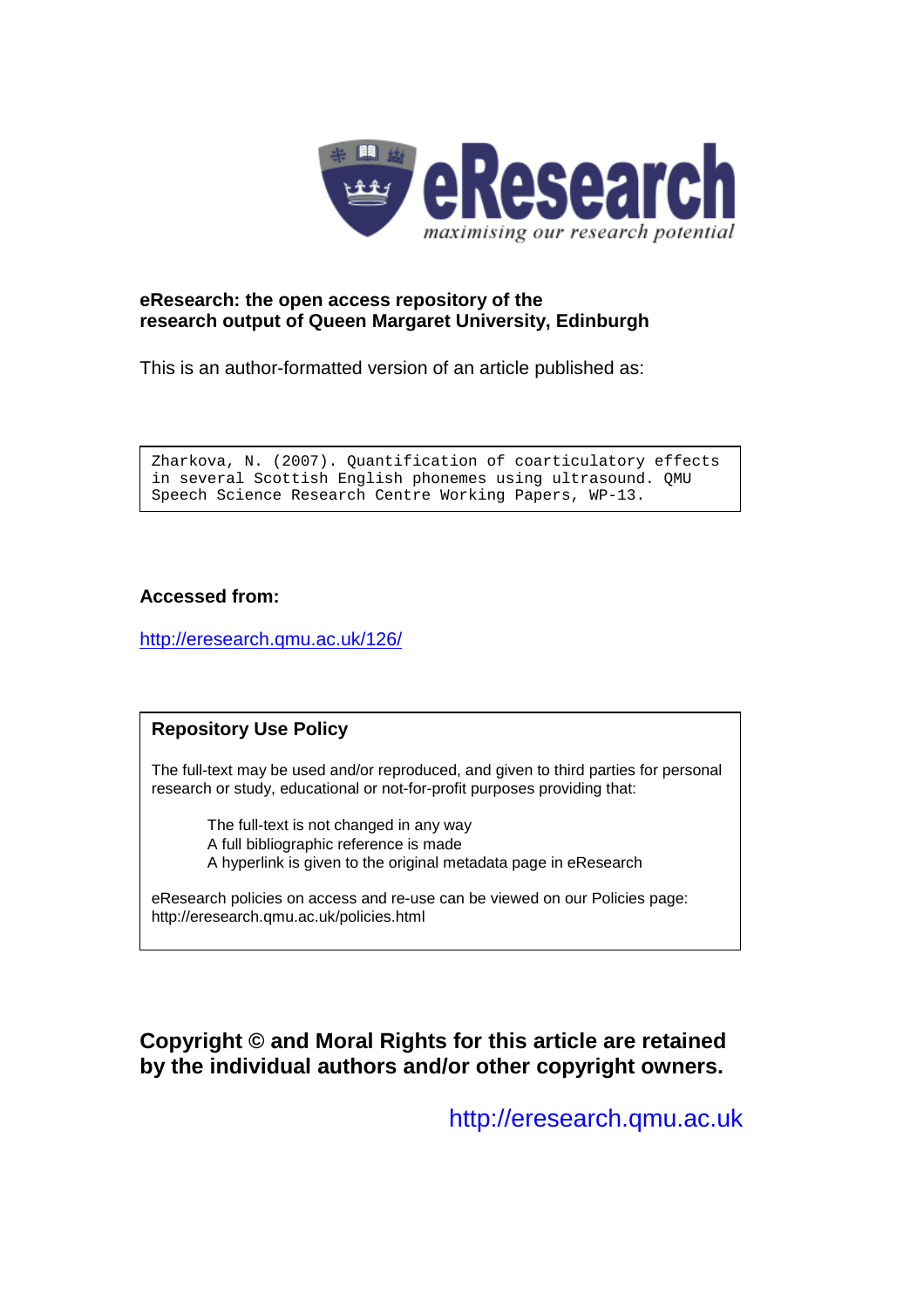**eResearch: the open access repository of the research output of Queen Margaret University, Edinburgh**

This is an author-formatted version of an article published as:

```
Zharkova, N. (2007). Quantification of coarticulatory effects
in several Scottish English phonemes using ultrasound. QMU
Speech Science Research Centre Working Papers, WP-13.
```

**Accessed from:**

http://eresearch.qmu.ac.uk/126/

**Repository Use Policy**

The full-text may be used and/or reproduced, and given to third parties for personal research or study, educational or not-for-profit purposes providing that:

- The full-text is not changed in any way
- A full bibliographic reference is made
- A hyperlink is given to the original metadata page in eResearch

eResearch policies on access and re-use can be viewed on our Policies page: http://eresearch.qmu.ac.uk/policies.html

**Copyright © and Moral Rights for this article are retained by the individual authors and/or other copyright owners.**

http://eresearch.qmu.ac.uk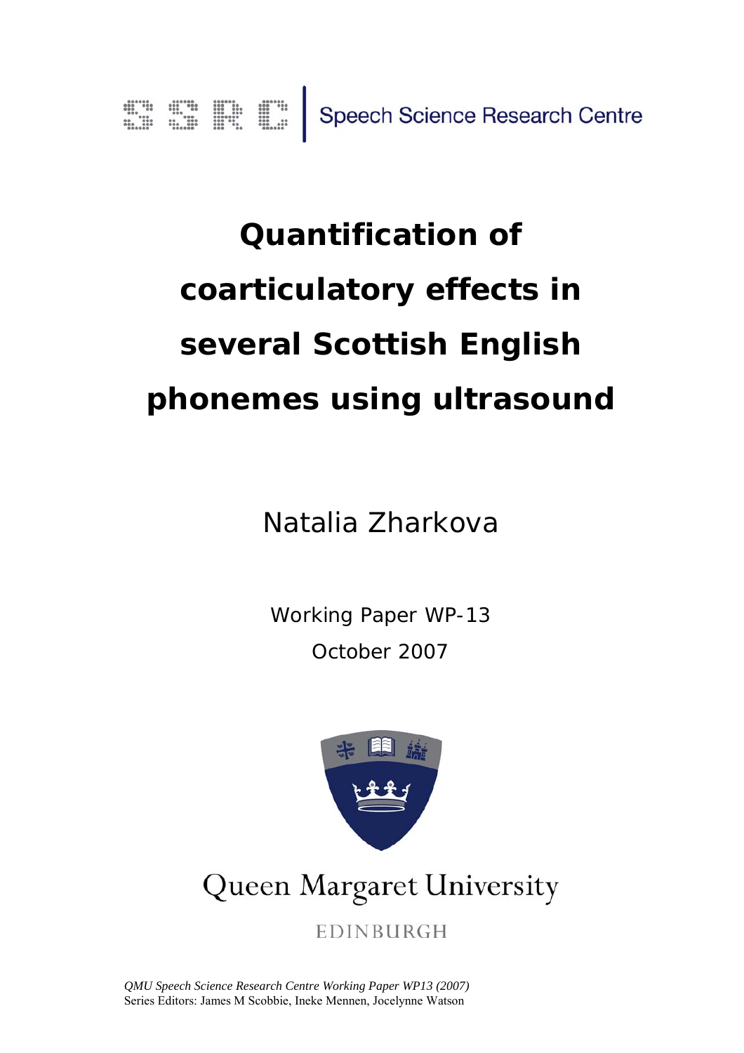Speech Science Research Centre

# Quantification of coarticulatory effects in several Scottish English phonemes using ultrasound

Natalia Zharkova

Working Paper WP-13

October 2007

Queen Margaret University

EDINBURGH

*QMU Speech Science Research Centre Working Paper WP13 (2007)*
Series Editors: James M Scobbie, Ineke Mennen, Jocelynne Watson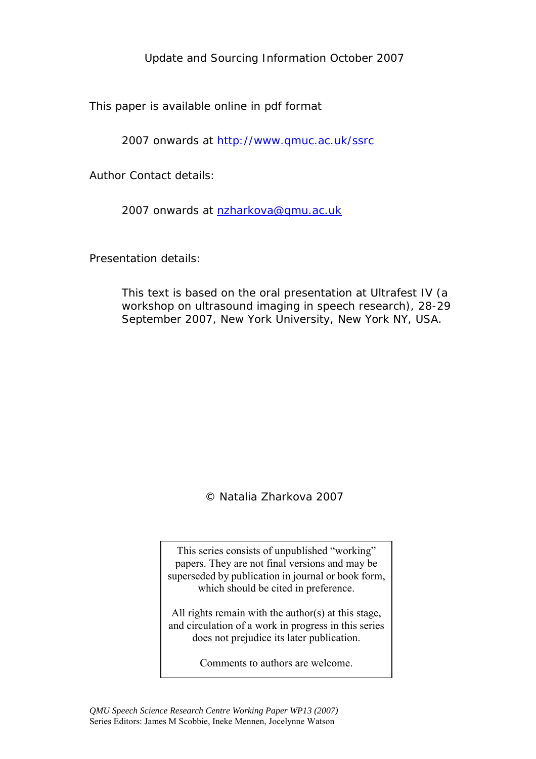Update and Sourcing Information October 2007

This paper is available online in pdf format

2007 onwards at http://www.qmuc.ac.uk/ssrc

Author Contact details:

2007 onwards at nzharkova@qmu.ac.uk

Presentation details:

This text is based on the oral presentation at Ultrafest IV (a workshop on ultrasound imaging in speech research), 28-29 September 2007, New York University, New York NY, USA.

© Natalia Zharkova 2007

This series consists of unpublished "working" papers. They are not final versions and may be superseded by publication in journal or book form, which should be cited in preference.

All rights remain with the author(s) at this stage, and circulation of a work in progress in this series does not prejudice its later publication.

Comments to authors are welcome.

*QMU Speech Science Research Centre Working Paper WP13 (2007)*
Series Editors: James M Scobbie, Ineke Mennen, Jocelynne Watson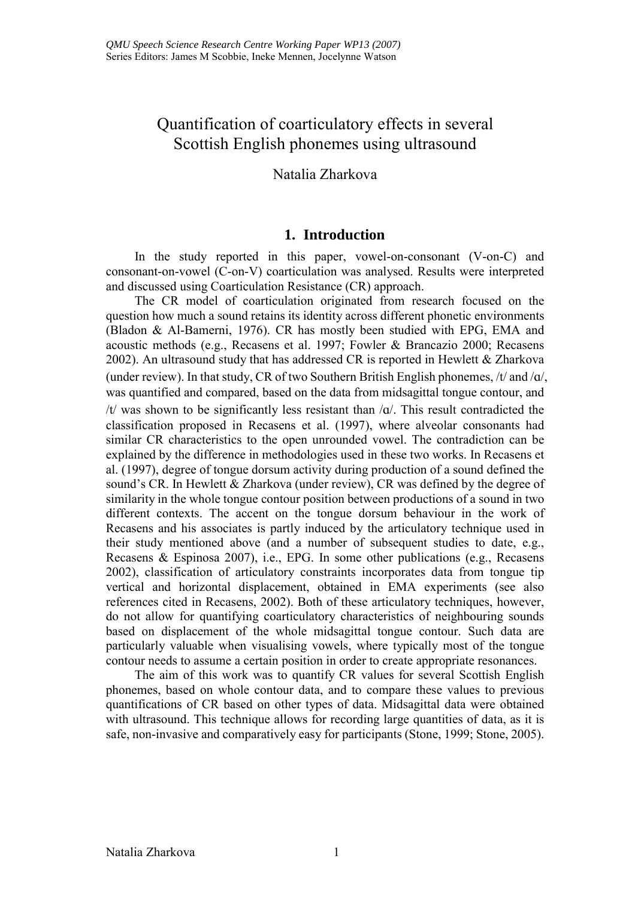# Quantification of coarticulatory effects in several Scottish English phonemes using ultrasound

Natalia Zharkova

## 1. Introduction

In the study reported in this paper, vowel-on-consonant (V-on-C) and consonant-on-vowel (C-on-V) coarticulation was analysed. Results were interpreted and discussed using Coarticulation Resistance (CR) approach.

The CR model of coarticulation originated from research focused on the question how much a sound retains its identity across different phonetic environments (Bladon & Al-Bamerni, 1976). CR has mostly been studied with EPG, EMA and acoustic methods (e.g., Recasens et al. 1997; Fowler & Brancazio 2000; Recasens 2002). An ultrasound study that has addressed CR is reported in Hewlett & Zharkova (under review). In that study, CR of two Southern British English phonemes, /t/ and /ɑ/, was quantified and compared, based on the data from midsagittal tongue contour, and /t/ was shown to be significantly less resistant than /ɑ/. This result contradicted the classification proposed in Recasens et al. (1997), where alveolar consonants had similar CR characteristics to the open unrounded vowel. The contradiction can be explained by the difference in methodologies used in these two works. In Recasens et al. (1997), degree of tongue dorsum activity during production of a sound defined the sound's CR. In Hewlett & Zharkova (under review), CR was defined by the degree of similarity in the whole tongue contour position between productions of a sound in two different contexts. The accent on the tongue dorsum behaviour in the work of Recasens and his associates is partly induced by the articulatory technique used in their study mentioned above (and a number of subsequent studies to date, e.g., Recasens & Espinosa 2007), i.e., EPG. In some other publications (e.g., Recasens 2002), classification of articulatory constraints incorporates data from tongue tip vertical and horizontal displacement, obtained in EMA experiments (see also references cited in Recasens, 2002). Both of these articulatory techniques, however, do not allow for quantifying coarticulatory characteristics of neighbouring sounds based on displacement of the whole midsagittal tongue contour. Such data are particularly valuable when visualising vowels, where typically most of the tongue contour needs to assume a certain position in order to create appropriate resonances.

The aim of this work was to quantify CR values for several Scottish English phonemes, based on whole contour data, and to compare these values to previous quantifications of CR based on other types of data. Midsagittal data were obtained with ultrasound. This technique allows for recording large quantities of data, as it is safe, non-invasive and comparatively easy for participants (Stone, 1999; Stone, 2005).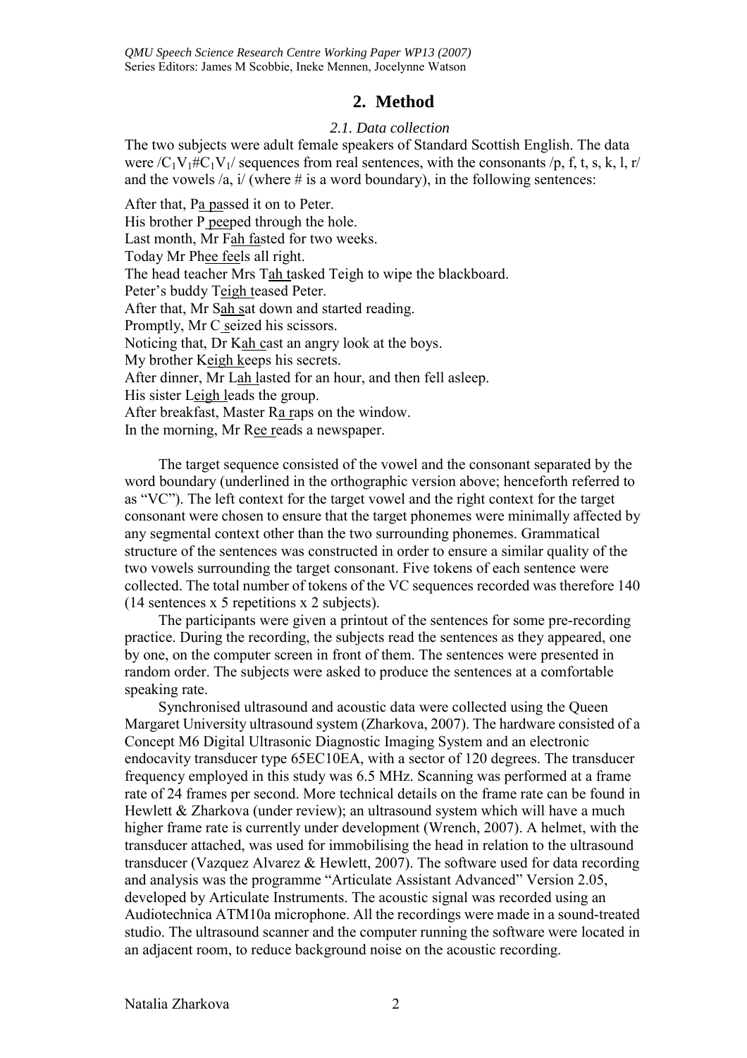## 2. Method

### *2.1. Data collection*

The two subjects were adult female speakers of Standard Scottish English. The data were /$C_1V_1$#$C_1V_1$/ sequences from real sentences, with the consonants /p, f, t, s, k, l, r/ and the vowels /a, i/ (where # is a word boundary), in the following sentences:

After that, P<u>a pa</u>ssed it on to Peter.
His brother P<u> pee</u>ped through the hole.
Last month, Mr F<u>ah fa</u>sted for two weeks.
Today Mr Ph<u>ee fee</u>ls all right.
The head teacher Mrs T<u>ah t</u>asked Teigh to wipe the blackboard.
Peter's buddy T<u>eigh t</u>eased Peter.
After that, Mr S<u>ah s</u>at down and started reading.
Promptly, Mr C<u> s</u>eized his scissors.
Noticing that, Dr K<u>ah c</u>ast an angry look at the boys.
My brother K<u>eigh k</u>eeps his secrets.
After dinner, Mr L<u>ah l</u>asted for an hour, and then fell asleep.
His sister L<u>eigh l</u>eads the group.
After breakfast, Master R<u>a r</u>aps on the window.
In the morning, Mr R<u>ee r</u>eads a newspaper.

The target sequence consisted of the vowel and the consonant separated by the word boundary (underlined in the orthographic version above; henceforth referred to as "VC"). The left context for the target vowel and the right context for the target consonant were chosen to ensure that the target phonemes were minimally affected by any segmental context other than the two surrounding phonemes. Grammatical structure of the sentences was constructed in order to ensure a similar quality of the two vowels surrounding the target consonant. Five tokens of each sentence were collected. The total number of tokens of the VC sequences recorded was therefore 140 (14 sentences x 5 repetitions x 2 subjects).

The participants were given a printout of the sentences for some pre-recording practice. During the recording, the subjects read the sentences as they appeared, one by one, on the computer screen in front of them. The sentences were presented in random order. The subjects were asked to produce the sentences at a comfortable speaking rate.

Synchronised ultrasound and acoustic data were collected using the Queen Margaret University ultrasound system (Zharkova, 2007). The hardware consisted of a Concept M6 Digital Ultrasonic Diagnostic Imaging System and an electronic endocavity transducer type 65EC10EA, with a sector of 120 degrees. The transducer frequency employed in this study was 6.5 MHz. Scanning was performed at a frame rate of 24 frames per second. More technical details on the frame rate can be found in Hewlett & Zharkova (under review); an ultrasound system which will have a much higher frame rate is currently under development (Wrench, 2007). A helmet, with the transducer attached, was used for immobilising the head in relation to the ultrasound transducer (Vazquez Alvarez & Hewlett, 2007). The software used for data recording and analysis was the programme "Articulate Assistant Advanced" Version 2.05, developed by Articulate Instruments. The acoustic signal was recorded using an Audiotechnica ATM10a microphone. All the recordings were made in a sound-treated studio. The ultrasound scanner and the computer running the software were located in an adjacent room, to reduce background noise on the acoustic recording.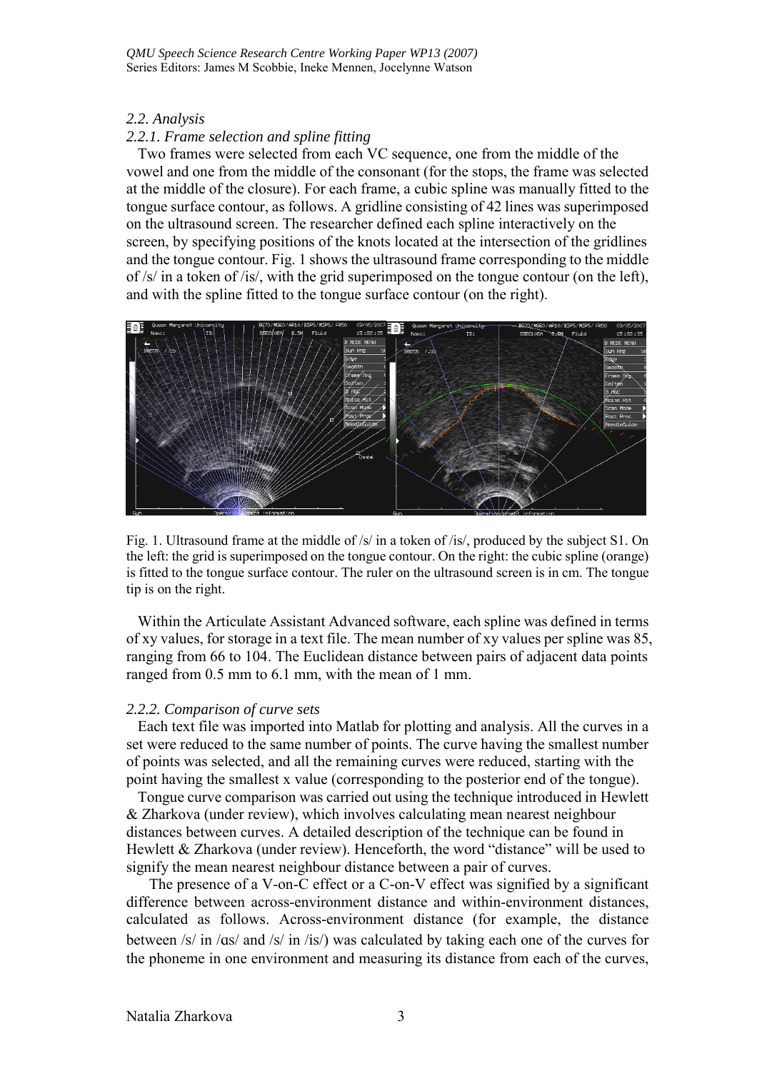### 2.2. Analysis

#### 2.2.1. Frame selection and spline fitting

Two frames were selected from each VC sequence, one from the middle of the vowel and one from the middle of the consonant (for the stops, the frame was selected at the middle of the closure). For each frame, a cubic spline was manually fitted to the tongue surface contour, as follows. A gridline consisting of 42 lines was superimposed on the ultrasound screen. The researcher defined each spline interactively on the screen, by specifying positions of the knots located at the intersection of the gridlines and the tongue contour. Fig. 1 shows the ultrasound frame corresponding to the middle of /s/ in a token of /is/, with the grid superimposed on the tongue contour (on the left), and with the spline fitted to the tongue surface contour (on the right).

Fig. 1. Ultrasound frame at the middle of /s/ in a token of /is/, produced by the subject S1. On the left: the grid is superimposed on the tongue contour. On the right: the cubic spline (orange) is fitted to the tongue surface contour. The ruler on the ultrasound screen is in cm. The tongue tip is on the right.

Within the Articulate Assistant Advanced software, each spline was defined in terms of xy values, for storage in a text file. The mean number of xy values per spline was 85, ranging from 66 to 104. The Euclidean distance between pairs of adjacent data points ranged from 0.5 mm to 6.1 mm, with the mean of 1 mm.

#### 2.2.2. Comparison of curve sets

Each text file was imported into Matlab for plotting and analysis. All the curves in a set were reduced to the same number of points. The curve having the smallest number of points was selected, and all the remaining curves were reduced, starting with the point having the smallest x value (corresponding to the posterior end of the tongue).

Tongue curve comparison was carried out using the technique introduced in Hewlett & Zharkova (under review), which involves calculating mean nearest neighbour distances between curves. A detailed description of the technique can be found in Hewlett & Zharkova (under review). Henceforth, the word "distance" will be used to signify the mean nearest neighbour distance between a pair of curves.

The presence of a V-on-C effect or a C-on-V effect was signified by a significant difference between across-environment distance and within-environment distances, calculated as follows. Across-environment distance (for example, the distance between /s/ in /ɑs/ and /s/ in /is/) was calculated by taking each one of the curves for the phoneme in one environment and measuring its distance from each of the curves,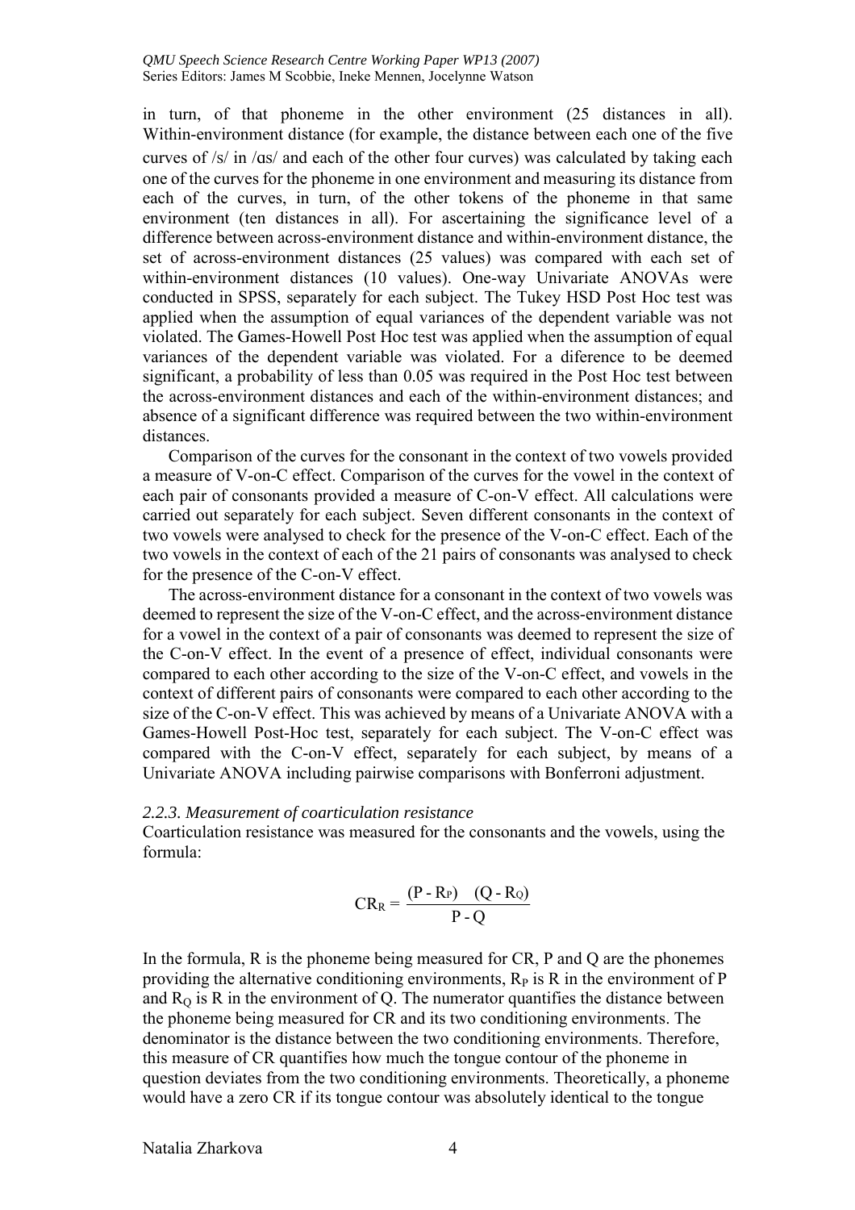in turn, of that phoneme in the other environment (25 distances in all). Within-environment distance (for example, the distance between each one of the five curves of /s/ in /ɑs/ and each of the other four curves) was calculated by taking each one of the curves for the phoneme in one environment and measuring its distance from each of the curves, in turn, of the other tokens of the phoneme in that same environment (ten distances in all). For ascertaining the significance level of a difference between across-environment distance and within-environment distance, the set of across-environment distances (25 values) was compared with each set of within-environment distances (10 values). One-way Univariate ANOVAs were conducted in SPSS, separately for each subject. The Tukey HSD Post Hoc test was applied when the assumption of equal variances of the dependent variable was not violated. The Games-Howell Post Hoc test was applied when the assumption of equal variances of the dependent variable was violated. For a diference to be deemed significant, a probability of less than 0.05 was required in the Post Hoc test between the across-environment distances and each of the within-environment distances; and absence of a significant difference was required between the two within-environment distances.

Comparison of the curves for the consonant in the context of two vowels provided a measure of V-on-C effect. Comparison of the curves for the vowel in the context of each pair of consonants provided a measure of C-on-V effect. All calculations were carried out separately for each subject. Seven different consonants in the context of two vowels were analysed to check for the presence of the V-on-C effect. Each of the two vowels in the context of each of the 21 pairs of consonants was analysed to check for the presence of the C-on-V effect.

The across-environment distance for a consonant in the context of two vowels was deemed to represent the size of the V-on-C effect, and the across-environment distance for a vowel in the context of a pair of consonants was deemed to represent the size of the C-on-V effect. In the event of a presence of effect, individual consonants were compared to each other according to the size of the V-on-C effect, and vowels in the context of different pairs of consonants were compared to each other according to the size of the C-on-V effect. This was achieved by means of a Univariate ANOVA with a Games-Howell Post-Hoc test, separately for each subject. The V-on-C effect was compared with the C-on-V effect, separately for each subject, by means of a Univariate ANOVA including pairwise comparisons with Bonferroni adjustment.

### *2.2.3. Measurement of coarticulation resistance*

Coarticulation resistance was measured for the consonants and the vowels, using the formula:

$$CR_R = \frac{(P - R_P) \quad (Q - R_Q)}{P - Q}$$

In the formula, R is the phoneme being measured for CR, P and Q are the phonemes providing the alternative conditioning environments, $R_P$ is R in the environment of P and $R_Q$ is R in the environment of Q. The numerator quantifies the distance between the phoneme being measured for CR and its two conditioning environments. The denominator is the distance between the two conditioning environments. Therefore, this measure of CR quantifies how much the tongue contour of the phoneme in question deviates from the two conditioning environments. Theoretically, a phoneme would have a zero CR if its tongue contour was absolutely identical to the tongue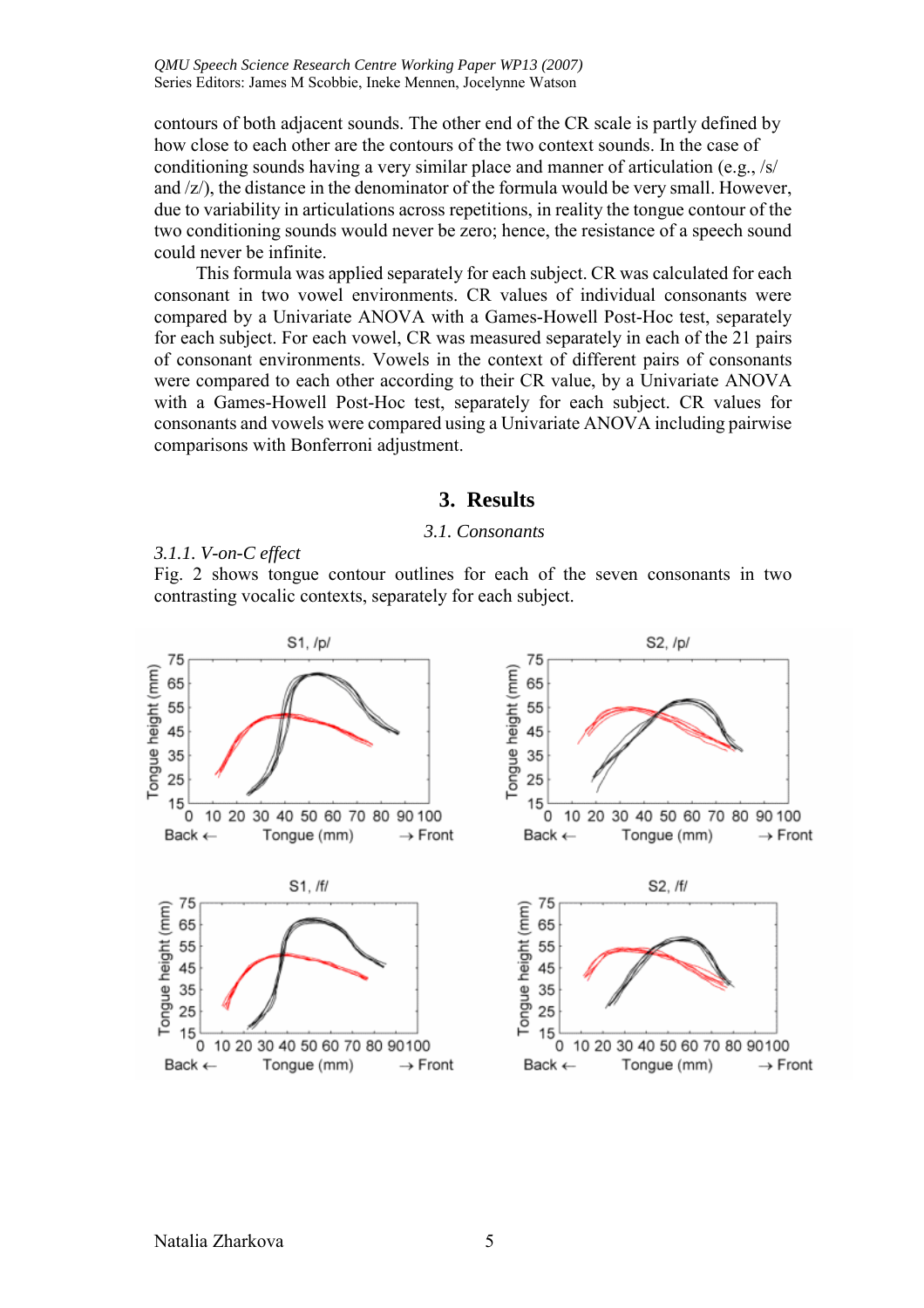contours of both adjacent sounds. The other end of the CR scale is partly defined by how close to each other are the contours of the two context sounds. In the case of conditioning sounds having a very similar place and manner of articulation (e.g., /s/ and /z/), the distance in the denominator of the formula would be very small. However, due to variability in articulations across repetitions, in reality the tongue contour of the two conditioning sounds would never be zero; hence, the resistance of a speech sound could never be infinite.

This formula was applied separately for each subject. CR was calculated for each consonant in two vowel environments. CR values of individual consonants were compared by a Univariate ANOVA with a Games-Howell Post-Hoc test, separately for each subject. For each vowel, CR was measured separately in each of the 21 pairs of consonant environments. Vowels in the context of different pairs of consonants were compared to each other according to their CR value, by a Univariate ANOVA with a Games-Howell Post-Hoc test, separately for each subject. CR values for consonants and vowels were compared using a Univariate ANOVA including pairwise comparisons with Bonferroni adjustment.

## 3. Results

### *3.1. Consonants*

#### *3.1.1. V-on-C effect*

Fig. 2 shows tongue contour outlines for each of the seven consonants in two contrasting vocalic contexts, separately for each subject.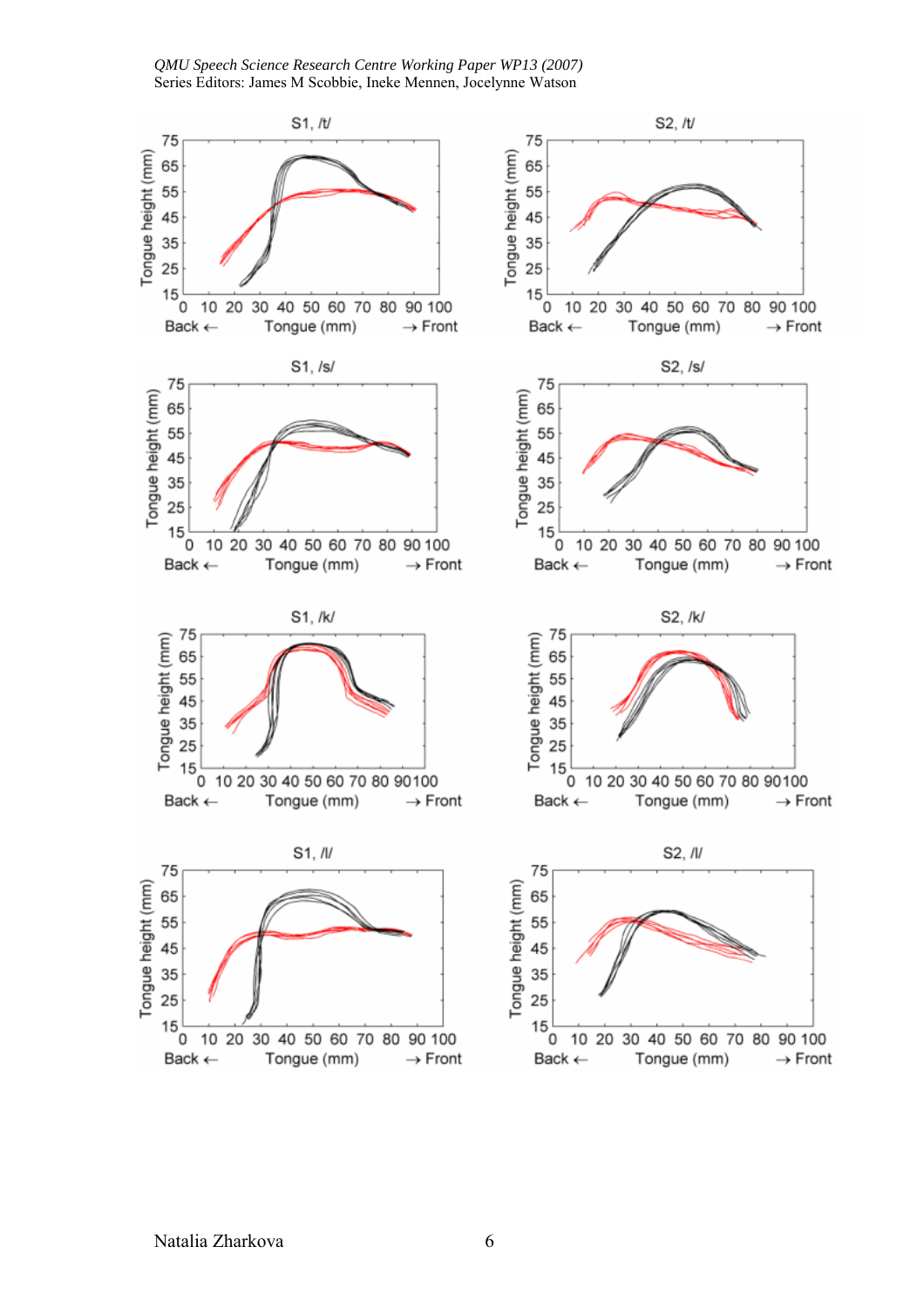S1, /t/

S2, /t/

S1, /s/

S2, /s/

S1, /k/

S2, /k/

S1, /l/

S2, /l/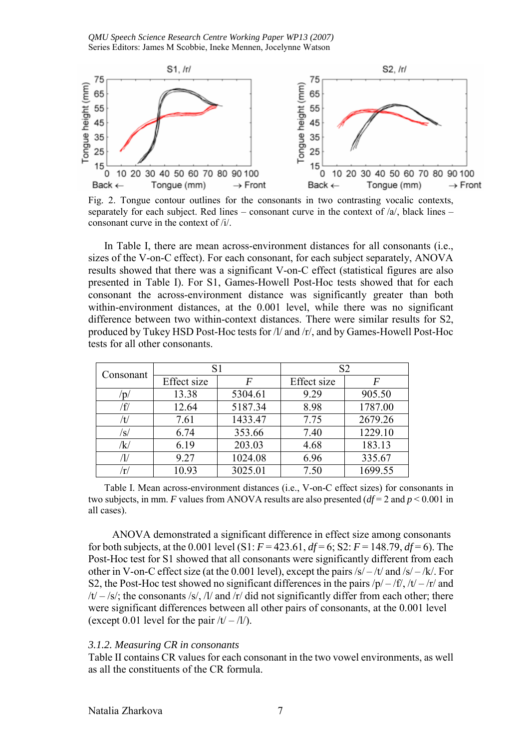Fig. 2. Tongue contour outlines for the consonants in two contrasting vocalic contexts, separately for each subject. Red lines – consonant curve in the context of /a/, black lines – consonant curve in the context of /i/.

In Table I, there are mean across-environment distances for all consonants (i.e., sizes of the V-on-C effect). For each consonant, for each subject separately, ANOVA results showed that there was a significant V-on-C effect (statistical figures are also presented in Table I). For S1, Games-Howell Post-Hoc tests showed that for each consonant the across-environment distance was significantly greater than both within-environment distances, at the 0.001 level, while there was no significant difference between two within-context distances. There were similar results for S2, produced by Tukey HSD Post-Hoc tests for /l/ and /r/, and by Games-Howell Post-Hoc tests for all other consonants.

| Consonant | S1 | | S2 | |
|---|---|---|---|---|
| | Effect size | *F* | Effect size | *F* |
| /p/ | 13.38 | 5304.61 | 9.29 | 905.50 |
| /f/ | 12.64 | 5187.34 | 8.98 | 1787.00 |
| /t/ | 7.61 | 1433.47 | 7.75 | 2679.26 |
| /s/ | 6.74 | 353.66 | 7.40 | 1229.10 |
| /k/ | 6.19 | 203.03 | 4.68 | 183.13 |
| /l/ | 9.27 | 1024.08 | 6.96 | 335.67 |
| /r/ | 10.93 | 3025.01 | 7.50 | 1699.55 |

Table I. Mean across-environment distances (i.e., V-on-C effect sizes) for consonants in two subjects, in mm. *F* values from ANOVA results are also presented ($df = 2$ and $p < 0.001$ in all cases).

ANOVA demonstrated a significant difference in effect size among consonants for both subjects, at the 0.001 level (S1: $F = 423.61$, $df = 6$; S2: $F = 148.79$, $df = 6$). The Post-Hoc test for S1 showed that all consonants were significantly different from each other in V-on-C effect size (at the 0.001 level), except the pairs /s/ – /t/ and /s/ – /k/. For S2, the Post-Hoc test showed no significant differences in the pairs /p/ – /f/, /t/ – /r/ and /t/ – /s/; the consonants /s/, /l/ and /r/ did not significantly differ from each other; there were significant differences between all other pairs of consonants, at the 0.001 level (except 0.01 level for the pair /t/ – /l/).

### *3.1.2. Measuring CR in consonants*

Table II contains CR values for each consonant in the two vowel environments, as well as all the constituents of the CR formula.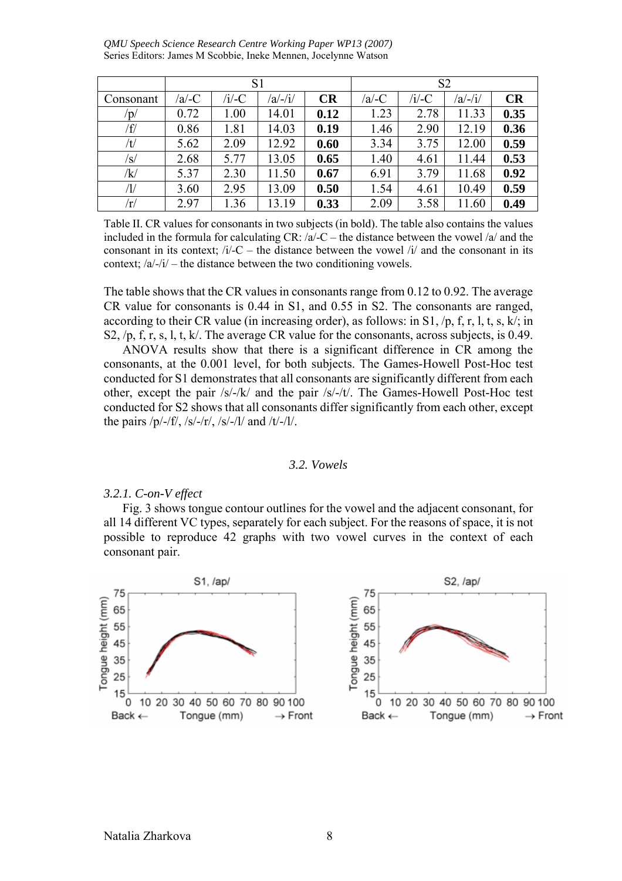|  | S1 |  |  |  | S2 |  |  |  |
|---|---|---|---|---|---|---|---|---|
| Consonant | /a/-C | /i/-C | /a/-/i/ | **CR** | /a/-C | /i/-C | /a/-/i/ | **CR** |
| /p/ | 0.72 | 1.00 | 14.01 | **0.12** | 1.23 | 2.78 | 11.33 | **0.35** |
| /f/ | 0.86 | 1.81 | 14.03 | **0.19** | 1.46 | 2.90 | 12.19 | **0.36** |
| /t/ | 5.62 | 2.09 | 12.92 | **0.60** | 3.34 | 3.75 | 12.00 | **0.59** |
| /s/ | 2.68 | 5.77 | 13.05 | **0.65** | 1.40 | 4.61 | 11.44 | **0.53** |
| /k/ | 5.37 | 2.30 | 11.50 | **0.67** | 6.91 | 3.79 | 11.68 | **0.92** |
| /l/ | 3.60 | 2.95 | 13.09 | **0.50** | 1.54 | 4.61 | 10.49 | **0.59** |
| /r/ | 2.97 | 1.36 | 13.19 | **0.33** | 2.09 | 3.58 | 11.60 | **0.49** |

Table II. CR values for consonants in two subjects (in bold). The table also contains the values included in the formula for calculating CR: /a/-C – the distance between the vowel /a/ and the consonant in its context; /i/-C – the distance between the vowel /i/ and the consonant in its context; /a/-/i/ – the distance between the two conditioning vowels.

The table shows that the CR values in consonants range from 0.12 to 0.92. The average CR value for consonants is 0.44 in S1, and 0.55 in S2. The consonants are ranged, according to their CR value (in increasing order), as follows: in S1, /p, f, r, l, t, s, k/; in S2, /p, f, r, s, l, t, k/. The average CR value for the consonants, across subjects, is 0.49.

ANOVA results show that there is a significant difference in CR among the consonants, at the 0.001 level, for both subjects. The Games-Howell Post-Hoc test conducted for S1 demonstrates that all consonants are significantly different from each other, except the pair /s/-/k/ and the pair /s/-/t/. The Games-Howell Post-Hoc test conducted for S2 shows that all consonants differ significantly from each other, except the pairs /p/-/f/, /s/-/r/, /s/-/l/ and /t/-/l/.

### *3.2. Vowels*

#### *3.2.1. C-on-V effect*

Fig. 3 shows tongue contour outlines for the vowel and the adjacent consonant, for all 14 different VC types, separately for each subject. For the reasons of space, it is not possible to reproduce 42 graphs with two vowel curves in the context of each consonant pair.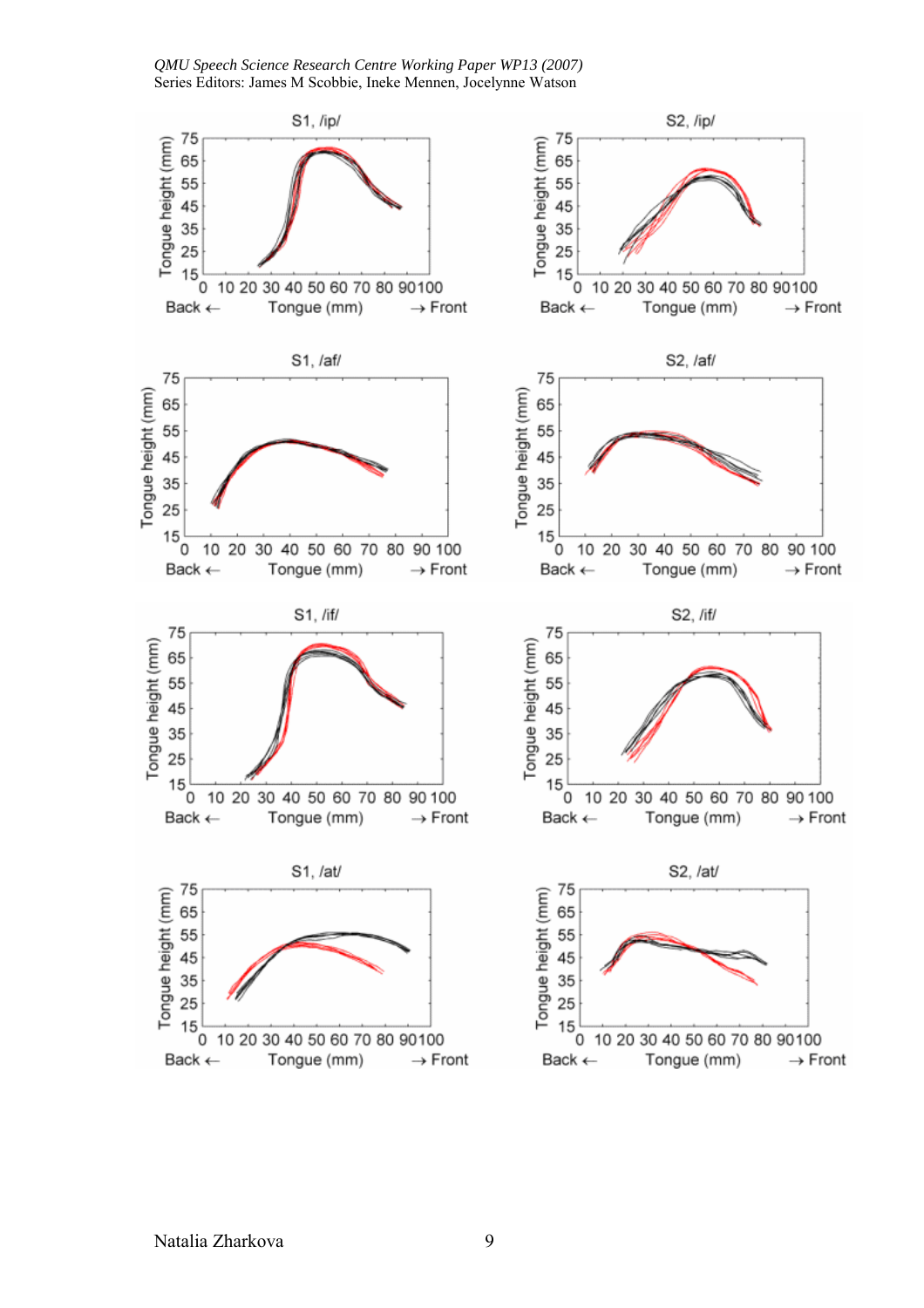S1, /ip/

Tongue height (mm)

Back ← Tongue (mm) → Front

S2, /ip/

Tongue height (mm)

Back ← Tongue (mm) → Front

S1, /af/

Tongue height (mm)

Back ← Tongue (mm) → Front

S2, /af/

Tongue height (mm)

Back ← Tongue (mm) → Front

S1, /if/

Tongue height (mm)

Back ← Tongue (mm) → Front

S2, /if/

Tongue height (mm)

Back ← Tongue (mm) → Front

S1, /at/

Tongue height (mm)

Back ← Tongue (mm) → Front

S2, /at/

Tongue height (mm)

Back ← Tongue (mm) → Front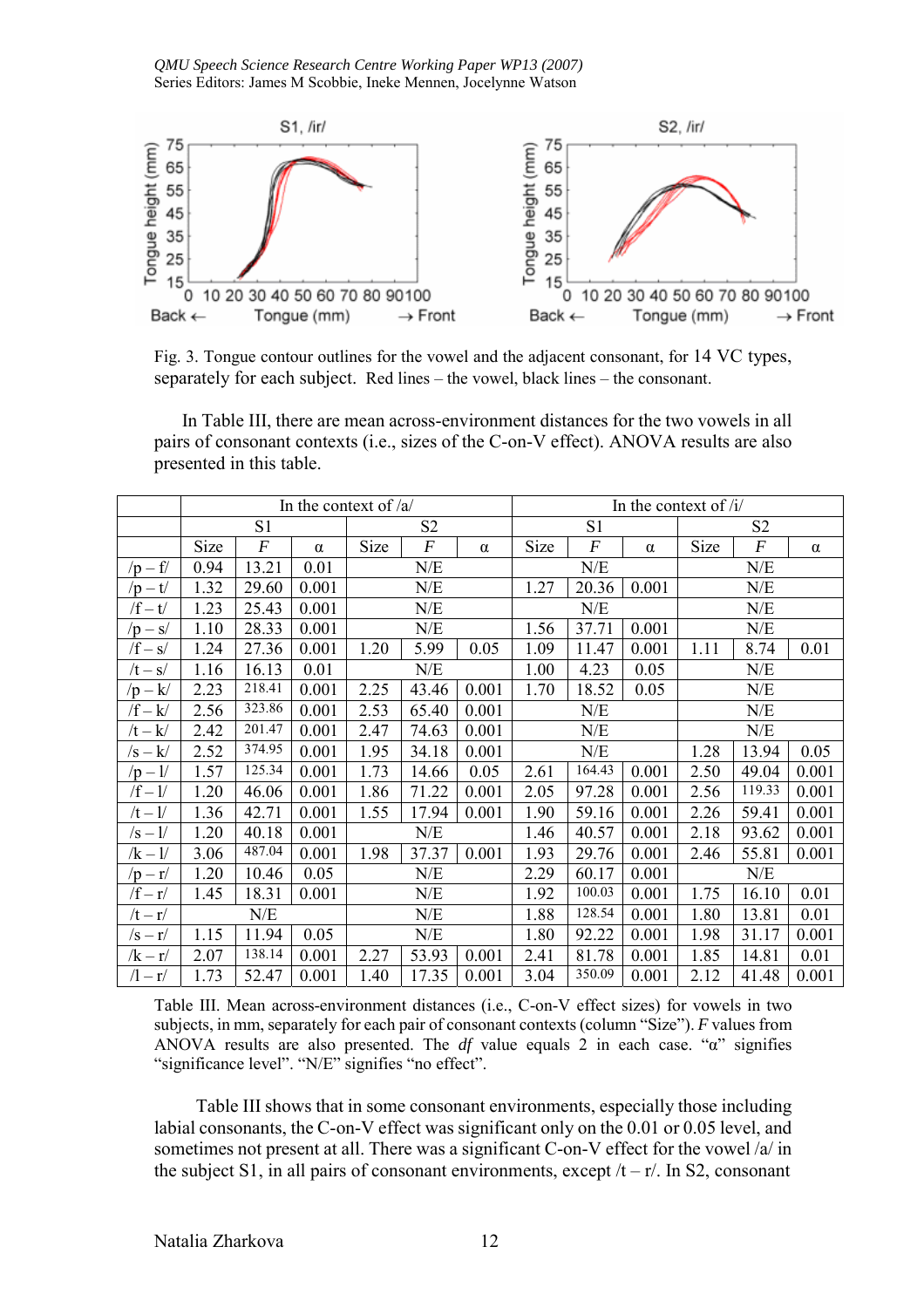Fig. 3. Tongue contour outlines for the vowel and the adjacent consonant, for 14 VC types, separately for each subject. Red lines – the vowel, black lines – the consonant.

In Table III, there are mean across-environment distances for the two vowels in all pairs of consonant contexts (i.e., sizes of the C-on-V effect). ANOVA results are also presented in this table.

| | In the context of /a/ | | | | | | In the context of /i/ | | | | | |
|---|---|---|---|---|---|---|---|---|---|---|---|---|
| | S1 | | | S2 | | | S1 | | | S2 | | |
| | Size | *F* | α | Size | *F* | α | Size | *F* | α | Size | *F* | α |
| /p – f/ | 0.94 | 13.21 | 0.01 | N/E | | | N/E | | | N/E | | |
| /p – t/ | 1.32 | 29.60 | 0.001 | N/E | | | 1.27 | 20.36 | 0.001 | N/E | | |
| /f – t/ | 1.23 | 25.43 | 0.001 | N/E | | | N/E | | | N/E | | |
| /p – s/ | 1.10 | 28.33 | 0.001 | N/E | | | 1.56 | 37.71 | 0.001 | N/E | | |
| /f – s/ | 1.24 | 27.36 | 0.001 | 1.20 | 5.99 | 0.05 | 1.09 | 11.47 | 0.001 | 1.11 | 8.74 | 0.01 |
| /t – s/ | 1.16 | 16.13 | 0.01 | N/E | | | 1.00 | 4.23 | 0.05 | N/E | | |
| /p – k/ | 2.23 | 218.41 | 0.001 | 2.25 | 43.46 | 0.001 | 1.70 | 18.52 | 0.05 | N/E | | |
| /f – k/ | 2.56 | 323.86 | 0.001 | 2.53 | 65.40 | 0.001 | N/E | | | N/E | | |
| /t – k/ | 2.42 | 201.47 | 0.001 | 2.47 | 74.63 | 0.001 | N/E | | | N/E | | |
| /s – k/ | 2.52 | 374.95 | 0.001 | 1.95 | 34.18 | 0.001 | N/E | | | 1.28 | 13.94 | 0.05 |
| /p – l/ | 1.57 | 125.34 | 0.001 | 1.73 | 14.66 | 0.05 | 2.61 | 164.43 | 0.001 | 2.50 | 49.04 | 0.001 |
| /f – l/ | 1.20 | 46.06 | 0.001 | 1.86 | 71.22 | 0.001 | 2.05 | 97.28 | 0.001 | 2.56 | 119.33 | 0.001 |
| /t – l/ | 1.36 | 42.71 | 0.001 | 1.55 | 17.94 | 0.001 | 1.90 | 59.16 | 0.001 | 2.26 | 59.41 | 0.001 |
| /s – l/ | 1.20 | 40.18 | 0.001 | N/E | | | 1.46 | 40.57 | 0.001 | 2.18 | 93.62 | 0.001 |
| /k – l/ | 3.06 | 487.04 | 0.001 | 1.98 | 37.37 | 0.001 | 1.93 | 29.76 | 0.001 | 2.46 | 55.81 | 0.001 |
| /p – r/ | 1.20 | 10.46 | 0.05 | N/E | | | 2.29 | 60.17 | 0.001 | N/E | | |
| /f – r/ | 1.45 | 18.31 | 0.001 | N/E | | | 1.92 | 100.03 | 0.001 | 1.75 | 16.10 | 0.01 |
| /t – r/ | N/E | | | N/E | | | 1.88 | 128.54 | 0.001 | 1.80 | 13.81 | 0.01 |
| /s – r/ | 1.15 | 11.94 | 0.05 | N/E | | | 1.80 | 92.22 | 0.001 | 1.98 | 31.17 | 0.001 |
| /k – r/ | 2.07 | 138.14 | 0.001 | 2.27 | 53.93 | 0.001 | 2.41 | 81.78 | 0.001 | 1.85 | 14.81 | 0.01 |
| /l – r/ | 1.73 | 52.47 | 0.001 | 1.40 | 17.35 | 0.001 | 3.04 | 350.09 | 0.001 | 2.12 | 41.48 | 0.001 |

Table III. Mean across-environment distances (i.e., C-on-V effect sizes) for vowels in two subjects, in mm, separately for each pair of consonant contexts (column "Size"). *F* values from ANOVA results are also presented. The *df* value equals 2 in each case. "α" signifies "significance level". "N/E" signifies "no effect".

Table III shows that in some consonant environments, especially those including labial consonants, the C-on-V effect was significant only on the 0.01 or 0.05 level, and sometimes not present at all. There was a significant C-on-V effect for the vowel /a/ in the subject S1, in all pairs of consonant environments, except /t – r/. In S2, consonant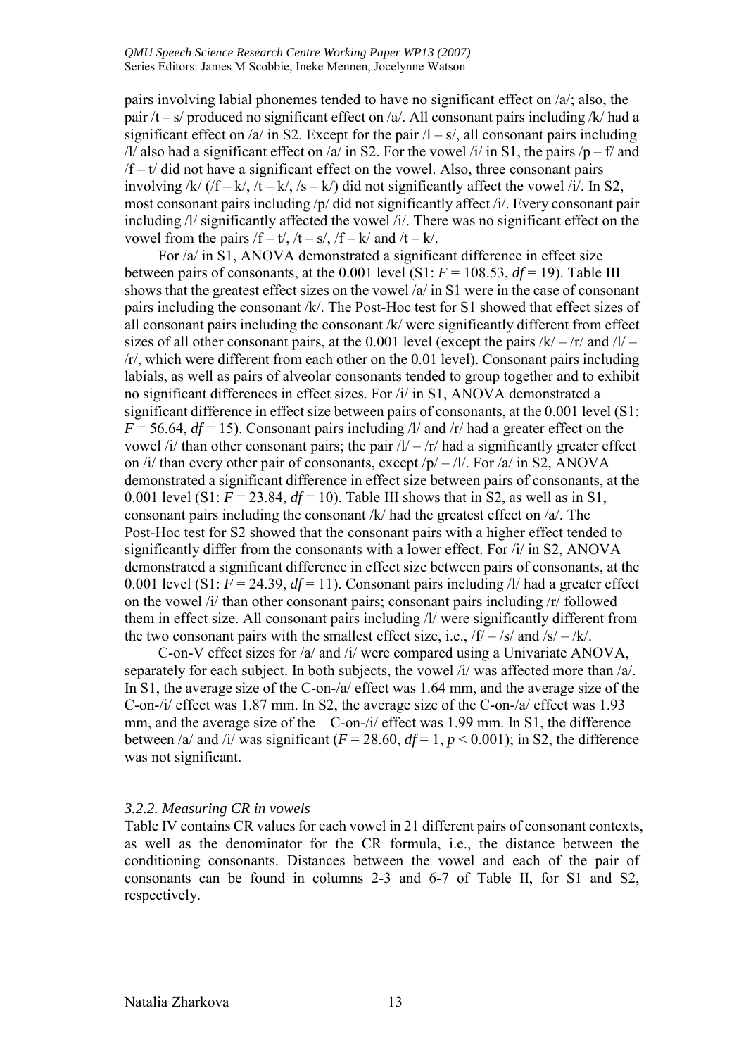pairs involving labial phonemes tended to have no significant effect on /a/; also, the pair /t – s/ produced no significant effect on /a/. All consonant pairs including /k/ had a significant effect on /a/ in S2. Except for the pair /l – s/, all consonant pairs including /l/ also had a significant effect on /a/ in S2. For the vowel /i/ in S1, the pairs /p – f/ and /f – t/ did not have a significant effect on the vowel. Also, three consonant pairs involving /k/ (/f – k/, /t – k/, /s – k/) did not significantly affect the vowel /i/. In S2, most consonant pairs including /p/ did not significantly affect /i/. Every consonant pair including /l/ significantly affected the vowel /i/. There was no significant effect on the vowel from the pairs /f – t/, /t – s/, /f – k/ and /t – k/.

For /a/ in S1, ANOVA demonstrated a significant difference in effect size between pairs of consonants, at the 0.001 level (S1: $F = 108.53$, $df = 19$). Table III shows that the greatest effect sizes on the vowel /a/ in S1 were in the case of consonant pairs including the consonant /k/. The Post-Hoc test for S1 showed that effect sizes of all consonant pairs including the consonant /k/ were significantly different from effect sizes of all other consonant pairs, at the 0.001 level (except the pairs /k/ – /r/ and /l/ – /r/, which were different from each other on the 0.01 level). Consonant pairs including labials, as well as pairs of alveolar consonants tended to group together and to exhibit no significant differences in effect sizes. For /i/ in S1, ANOVA demonstrated a significant difference in effect size between pairs of consonants, at the 0.001 level (S1: $F = 56.64$, $df = 15$). Consonant pairs including /l/ and /r/ had a greater effect on the vowel /i/ than other consonant pairs; the pair /l/ – /r/ had a significantly greater effect on /i/ than every other pair of consonants, except /p/ – /l/. For /a/ in S2, ANOVA demonstrated a significant difference in effect size between pairs of consonants, at the 0.001 level (S1: $F = 23.84$, $df = 10$). Table III shows that in S2, as well as in S1, consonant pairs including the consonant /k/ had the greatest effect on /a/. The Post-Hoc test for S2 showed that the consonant pairs with a higher effect tended to significantly differ from the consonants with a lower effect. For /i/ in S2, ANOVA demonstrated a significant difference in effect size between pairs of consonants, at the 0.001 level (S1: $F = 24.39$, $df = 11$). Consonant pairs including /l/ had a greater effect on the vowel /i/ than other consonant pairs; consonant pairs including /r/ followed them in effect size. All consonant pairs including /l/ were significantly different from the two consonant pairs with the smallest effect size, i.e., /f/ – /s/ and /s/ – /k/.

C-on-V effect sizes for /a/ and /i/ were compared using a Univariate ANOVA, separately for each subject. In both subjects, the vowel /i/ was affected more than /a/. In S1, the average size of the C-on-/a/ effect was 1.64 mm, and the average size of the C-on-/i/ effect was 1.87 mm. In S2, the average size of the C-on-/a/ effect was 1.93 mm, and the average size of the C-on-/i/ effect was 1.99 mm. In S1, the difference between /a/ and /i/ was significant ($F = 28.60$, $df = 1$, $p < 0.001$); in S2, the difference was not significant.

### *3.2.2. Measuring CR in vowels*

Table IV contains CR values for each vowel in 21 different pairs of consonant contexts, as well as the denominator for the CR formula, i.e., the distance between the conditioning consonants. Distances between the vowel and each of the pair of consonants can be found in columns 2-3 and 6-7 of Table II, for S1 and S2, respectively.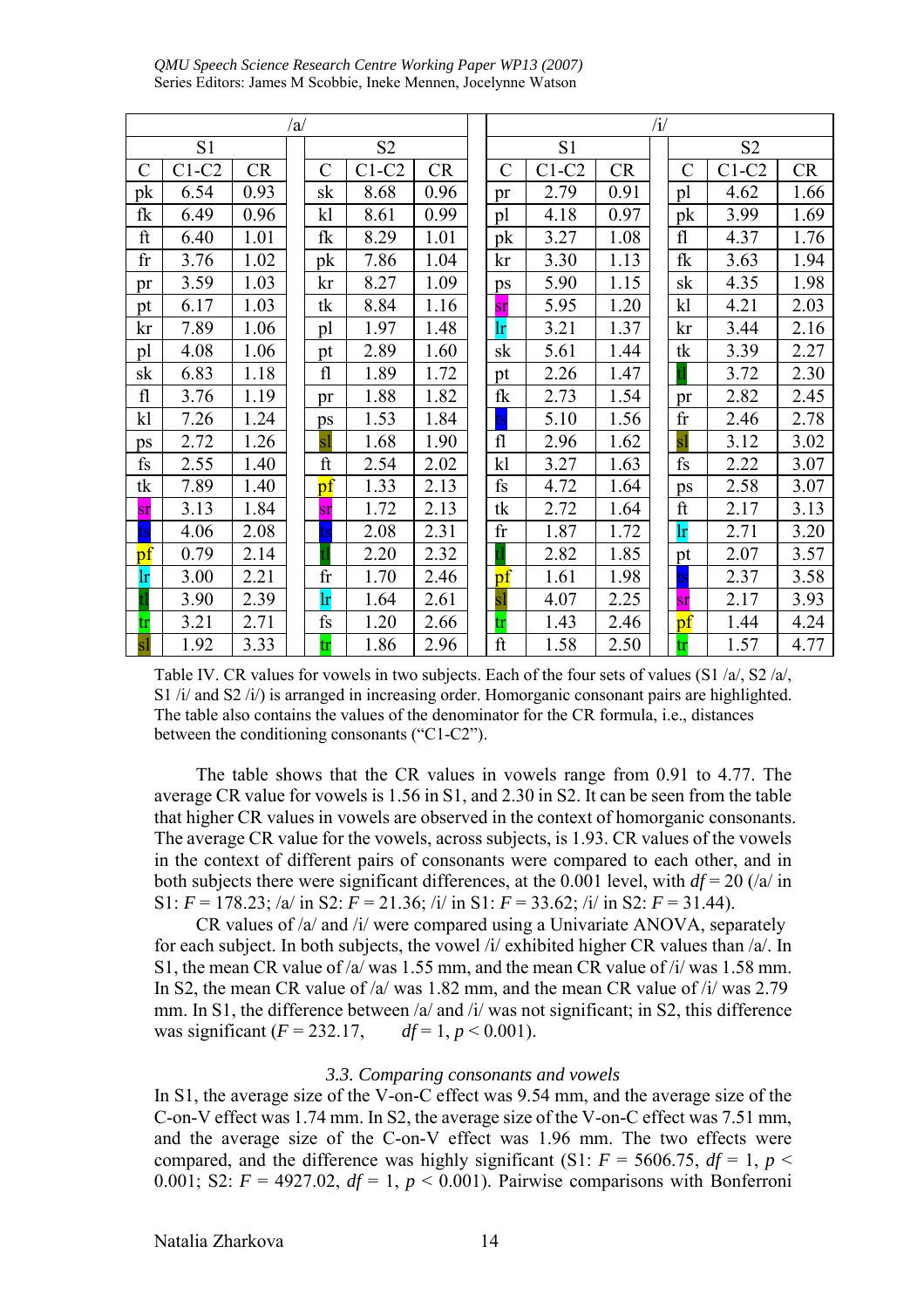| /a/ | | | | | | | /i/ | | | | | | |
|---|---|---|---|---|---|---|---|---|---|---|---|---|---|
| S1 | | | | S2 | | | | S1 | | | | S2 | |
| C | C1-C2 | CR | | C | C1-C2 | CR | | C | C1-C2 | CR | | C | C1-C2 | CR |
| pk | 6.54 | 0.93 | | sk | 8.68 | 0.96 | | pr | 2.79 | 0.91 | | pl | 4.62 | 1.66 |
| fk | 6.49 | 0.96 | | kl | 8.61 | 0.99 | | pl | 4.18 | 0.97 | | pk | 3.99 | 1.69 |
| ft | 6.40 | 1.01 | | fk | 8.29 | 1.01 | | pk | 3.27 | 1.08 | | fl | 4.37 | 1.76 |
| fr | 3.76 | 1.02 | | pk | 7.86 | 1.04 | | kr | 3.30 | 1.13 | | fk | 3.63 | 1.94 |
| pr | 3.59 | 1.03 | | kr | 8.27 | 1.09 | | ps | 5.90 | 1.15 | | sk | 4.35 | 1.98 |
| pt | 6.17 | 1.03 | | tk | 8.84 | 1.16 | | sr | 5.95 | 1.20 | | kl | 4.21 | 2.03 |
| kr | 7.89 | 1.06 | | pl | 1.97 | 1.48 | | lr | 3.21 | 1.37 | | kr | 3.44 | 2.16 |
| pl | 4.08 | 1.06 | | pt | 2.89 | 1.60 | | sk | 5.61 | 1.44 | | tk | 3.39 | 2.27 |
| sk | 6.83 | 1.18 | | fl | 1.89 | 1.72 | | pt | 2.26 | 1.47 | | tl | 3.72 | 2.30 |
| fl | 3.76 | 1.19 | | pr | 1.88 | 1.82 | | fk | 2.73 | 1.54 | | pr | 2.82 | 2.45 |
| kl | 7.26 | 1.24 | | ps | 1.53 | 1.84 | | ts | 5.10 | 1.56 | | fr | 2.46 | 2.78 |
| ps | 2.72 | 1.26 | | sl | 1.68 | 1.90 | | fl | 2.96 | 1.62 | | sl | 3.12 | 3.02 |
| fs | 2.55 | 1.40 | | ft | 2.54 | 2.02 | | kl | 3.27 | 1.63 | | fs | 2.22 | 3.07 |
| tk | 7.89 | 1.40 | | pf | 1.33 | 2.13 | | fs | 4.72 | 1.64 | | ps | 2.58 | 3.07 |
| sr | 3.13 | 1.84 | | sr | 1.72 | 2.13 | | tk | 2.72 | 1.64 | | ft | 2.17 | 3.13 |
| ts | 4.06 | 2.08 | | ts | 2.08 | 2.31 | | fr | 1.87 | 1.72 | | lr | 2.71 | 3.20 |
| pf | 0.79 | 2.14 | | tl | 2.20 | 2.32 | | tl | 2.82 | 1.85 | | pt | 2.07 | 3.57 |
| lr | 3.00 | 2.21 | | fr | 1.70 | 2.46 | | pf | 1.61 | 1.98 | | ts | 2.37 | 3.58 |
| tl | 3.90 | 2.39 | | lr | 1.64 | 2.61 | | sl | 4.07 | 2.25 | | sr | 2.17 | 3.93 |
| tr | 3.21 | 2.71 | | fs | 1.20 | 2.66 | | tr | 1.43 | 2.46 | | pf | 1.44 | 4.24 |
| sl | 1.92 | 3.33 | | tr | 1.86 | 2.96 | | ft | 1.58 | 2.50 | | tr | 1.57 | 4.77 |

Table IV. CR values for vowels in two subjects. Each of the four sets of values (S1 /a/, S2 /a/, S1 /i/ and S2 /i/) is arranged in increasing order. Homorganic consonant pairs are highlighted. The table also contains the values of the denominator for the CR formula, i.e., distances between the conditioning consonants ("C1-C2").

The table shows that the CR values in vowels range from 0.91 to 4.77. The average CR value for vowels is 1.56 in S1, and 2.30 in S2. It can be seen from the table that higher CR values in vowels are observed in the context of homorganic consonants. The average CR value for the vowels, across subjects, is 1.93. CR values of the vowels in the context of different pairs of consonants were compared to each other, and in both subjects there were significant differences, at the 0.001 level, with $df = 20$ (/a/ in S1: $F = 178.23$; /a/ in S2: $F = 21.36$; /i/ in S1: $F = 33.62$; /i/ in S2: $F = 31.44$).

CR values of /a/ and /i/ were compared using a Univariate ANOVA, separately for each subject. In both subjects, the vowel /i/ exhibited higher CR values than /a/. In S1, the mean CR value of /a/ was 1.55 mm, and the mean CR value of /i/ was 1.58 mm. In S2, the mean CR value of /a/ was 1.82 mm, and the mean CR value of /i/ was 2.79 mm. In S1, the difference between /a/ and /i/ was not significant; in S2, this difference was significant ($F = 232.17$, $df = 1$, $p < 0.001$).

### *3.3. Comparing consonants and vowels*

In S1, the average size of the V-on-C effect was 9.54 mm, and the average size of the C-on-V effect was 1.74 mm. In S2, the average size of the V-on-C effect was 7.51 mm, and the average size of the C-on-V effect was 1.96 mm. The two effects were compared, and the difference was highly significant (S1: $F = 5606.75$, $df = 1$, $p < 0.001$; S2: $F = 4927.02$, $df = 1$, $p < 0.001$). Pairwise comparisons with Bonferroni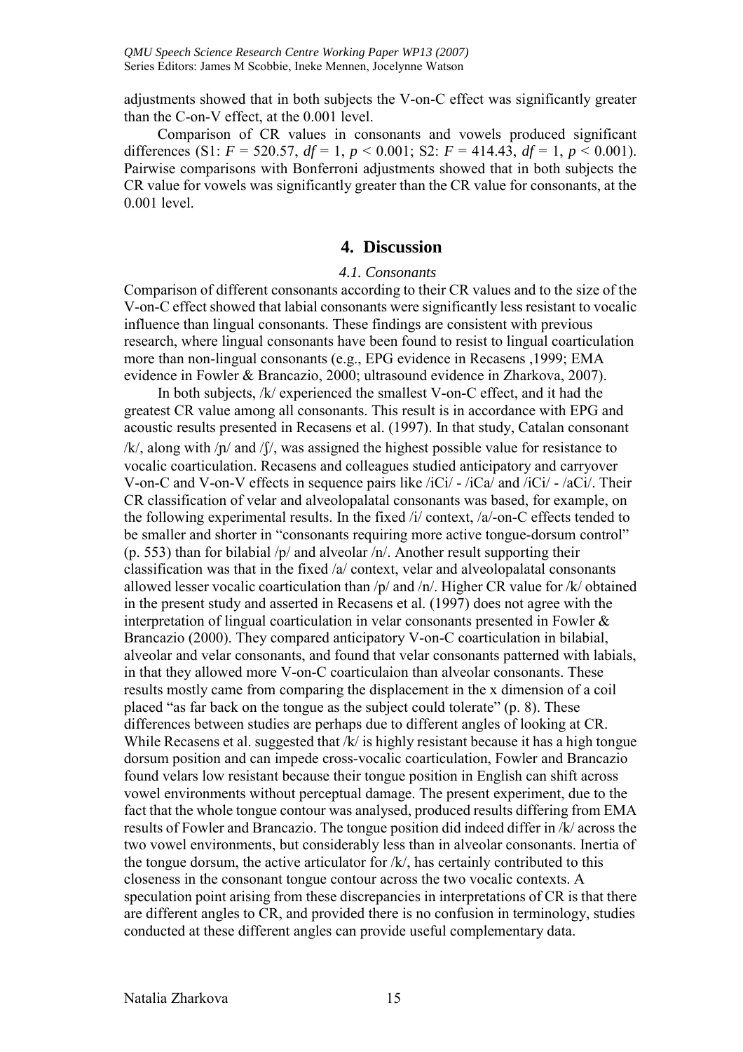adjustments showed that in both subjects the V-on-C effect was significantly greater than the C-on-V effect, at the 0.001 level.

Comparison of CR values in consonants and vowels produced significant differences (S1: $F = 520.57$, $df = 1$, $p < 0.001$; S2: $F = 414.43$, $df = 1$, $p < 0.001$). Pairwise comparisons with Bonferroni adjustments showed that in both subjects the CR value for vowels was significantly greater than the CR value for consonants, at the 0.001 level.

## 4. Discussion

### 4.1. Consonants

Comparison of different consonants according to their CR values and to the size of the V-on-C effect showed that labial consonants were significantly less resistant to vocalic influence than lingual consonants. These findings are consistent with previous research, where lingual consonants have been found to resist to lingual coarticulation more than non-lingual consonants (e.g., EPG evidence in Recasens ,1999; EMA evidence in Fowler & Brancazio, 2000; ultrasound evidence in Zharkova, 2007).

In both subjects, /k/ experienced the smallest V-on-C effect, and it had the greatest CR value among all consonants. This result is in accordance with EPG and acoustic results presented in Recasens et al. (1997). In that study, Catalan consonant /k/, along with /ɲ/ and /ʃ/, was assigned the highest possible value for resistance to vocalic coarticulation. Recasens and colleagues studied anticipatory and carryover V-on-C and V-on-V effects in sequence pairs like /iCi/ - /iCa/ and /iCi/ - /aCi/. Their CR classification of velar and alveolopalatal consonants was based, for example, on the following experimental results. In the fixed /i/ context, /a/-on-C effects tended to be smaller and shorter in "consonants requiring more active tongue-dorsum control" (p. 553) than for bilabial /p/ and alveolar /n/. Another result supporting their classification was that in the fixed /a/ context, velar and alveolopalatal consonants allowed lesser vocalic coarticulation than /p/ and /n/. Higher CR value for /k/ obtained in the present study and asserted in Recasens et al. (1997) does not agree with the interpretation of lingual coarticulation in velar consonants presented in Fowler & Brancazio (2000). They compared anticipatory V-on-C coarticulation in bilabial, alveolar and velar consonants, and found that velar consonants patterned with labials, in that they allowed more V-on-C coarticulaion than alveolar consonants. These results mostly came from comparing the displacement in the x dimension of a coil placed "as far back on the tongue as the subject could tolerate" (p. 8). These differences between studies are perhaps due to different angles of looking at CR. While Recasens et al. suggested that /k/ is highly resistant because it has a high tongue dorsum position and can impede cross-vocalic coarticulation, Fowler and Brancazio found velars low resistant because their tongue position in English can shift across vowel environments without perceptual damage. The present experiment, due to the fact that the whole tongue contour was analysed, produced results differing from EMA results of Fowler and Brancazio. The tongue position did indeed differ in /k/ across the two vowel environments, but considerably less than in alveolar consonants. Inertia of the tongue dorsum, the active articulator for /k/, has certainly contributed to this closeness in the consonant tongue contour across the two vocalic contexts. A speculation point arising from these discrepancies in interpretations of CR is that there are different angles to CR, and provided there is no confusion in terminology, studies conducted at these different angles can provide useful complementary data.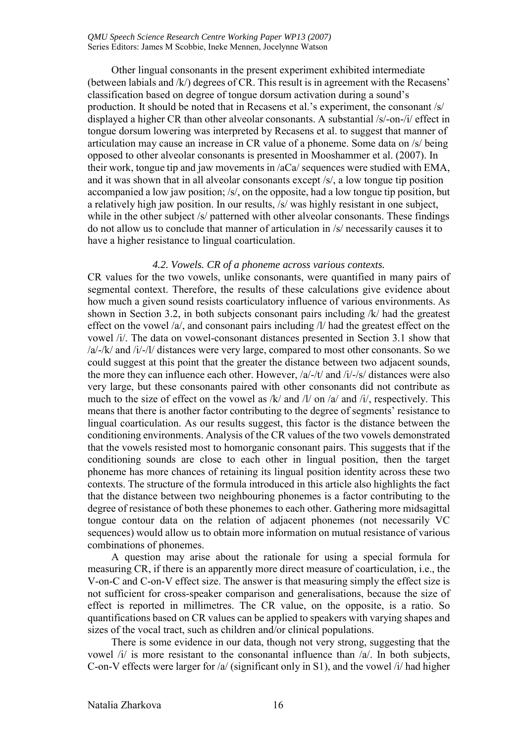Other lingual consonants in the present experiment exhibited intermediate (between labials and /k/) degrees of CR. This result is in agreement with the Recasens' classification based on degree of tongue dorsum activation during a sound's production. It should be noted that in Recasens et al.'s experiment, the consonant /s/ displayed a higher CR than other alveolar consonants. A substantial /s/-on-/i/ effect in tongue dorsum lowering was interpreted by Recasens et al. to suggest that manner of articulation may cause an increase in CR value of a phoneme. Some data on /s/ being opposed to other alveolar consonants is presented in Mooshammer et al. (2007). In their work, tongue tip and jaw movements in /aCa/ sequences were studied with EMA, and it was shown that in all alveolar consonants except /s/, a low tongue tip position accompanied a low jaw position; /s/, on the opposite, had a low tongue tip position, but a relatively high jaw position. In our results, /s/ was highly resistant in one subject, while in the other subject /s/ patterned with other alveolar consonants. These findings do not allow us to conclude that manner of articulation in /s/ necessarily causes it to have a higher resistance to lingual coarticulation.

### *4.2. Vowels. CR of a phoneme across various contexts.*

CR values for the two vowels, unlike consonants, were quantified in many pairs of segmental context. Therefore, the results of these calculations give evidence about how much a given sound resists coarticulatory influence of various environments. As shown in Section 3.2, in both subjects consonant pairs including /k/ had the greatest effect on the vowel /a/, and consonant pairs including /l/ had the greatest effect on the vowel /i/. The data on vowel-consonant distances presented in Section 3.1 show that /a/-/k/ and /i/-/l/ distances were very large, compared to most other consonants. So we could suggest at this point that the greater the distance between two adjacent sounds, the more they can influence each other. However, /a/-/t/ and /i/-/s/ distances were also very large, but these consonants paired with other consonants did not contribute as much to the size of effect on the vowel as /k/ and /l/ on /a/ and /i/, respectively. This means that there is another factor contributing to the degree of segments' resistance to lingual coarticulation. As our results suggest, this factor is the distance between the conditioning environments. Analysis of the CR values of the two vowels demonstrated that the vowels resisted most to homorganic consonant pairs. This suggests that if the conditioning sounds are close to each other in lingual position, then the target phoneme has more chances of retaining its lingual position identity across these two contexts. The structure of the formula introduced in this article also highlights the fact that the distance between two neighbouring phonemes is a factor contributing to the degree of resistance of both these phonemes to each other. Gathering more midsagittal tongue contour data on the relation of adjacent phonemes (not necessarily VC sequences) would allow us to obtain more information on mutual resistance of various combinations of phonemes.

A question may arise about the rationale for using a special formula for measuring CR, if there is an apparently more direct measure of coarticulation, i.e., the V-on-C and C-on-V effect size. The answer is that measuring simply the effect size is not sufficient for cross-speaker comparison and generalisations, because the size of effect is reported in millimetres. The CR value, on the opposite, is a ratio. So quantifications based on CR values can be applied to speakers with varying shapes and sizes of the vocal tract, such as children and/or clinical populations.

There is some evidence in our data, though not very strong, suggesting that the vowel /i/ is more resistant to the consonantal influence than /a/. In both subjects, C-on-V effects were larger for /a/ (significant only in S1), and the vowel /i/ had higher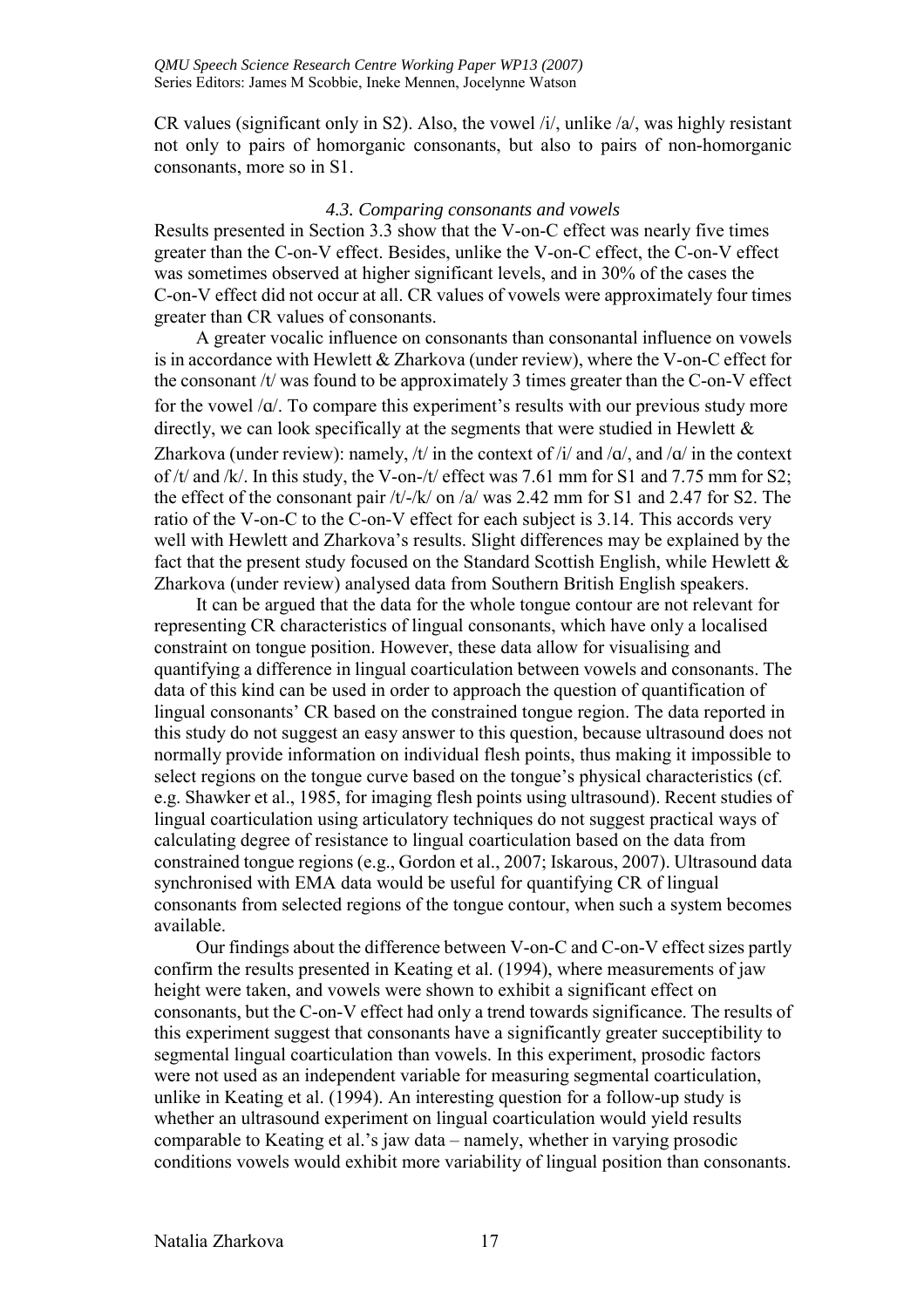CR values (significant only in S2). Also, the vowel /i/, unlike /a/, was highly resistant not only to pairs of homorganic consonants, but also to pairs of non-homorganic consonants, more so in S1.

### *4.3. Comparing consonants and vowels*

Results presented in Section 3.3 show that the V-on-C effect was nearly five times greater than the C-on-V effect. Besides, unlike the V-on-C effect, the C-on-V effect was sometimes observed at higher significant levels, and in 30% of the cases the C-on-V effect did not occur at all. CR values of vowels were approximately four times greater than CR values of consonants.

A greater vocalic influence on consonants than consonantal influence on vowels is in accordance with Hewlett & Zharkova (under review), where the V-on-C effect for the consonant /t/ was found to be approximately 3 times greater than the C-on-V effect for the vowel /ɑ/. To compare this experiment's results with our previous study more directly, we can look specifically at the segments that were studied in Hewlett & Zharkova (under review): namely, /t/ in the context of /i/ and /ɑ/, and /ɑ/ in the context of /t/ and /k/. In this study, the V-on-/t/ effect was 7.61 mm for S1 and 7.75 mm for S2; the effect of the consonant pair /t/-/k/ on /a/ was 2.42 mm for S1 and 2.47 for S2. The ratio of the V-on-C to the C-on-V effect for each subject is 3.14. This accords very well with Hewlett and Zharkova's results. Slight differences may be explained by the fact that the present study focused on the Standard Scottish English, while Hewlett & Zharkova (under review) analysed data from Southern British English speakers.

It can be argued that the data for the whole tongue contour are not relevant for representing CR characteristics of lingual consonants, which have only a localised constraint on tongue position. However, these data allow for visualising and quantifying a difference in lingual coarticulation between vowels and consonants. The data of this kind can be used in order to approach the question of quantification of lingual consonants' CR based on the constrained tongue region. The data reported in this study do not suggest an easy answer to this question, because ultrasound does not normally provide information on individual flesh points, thus making it impossible to select regions on the tongue curve based on the tongue's physical characteristics (cf. e.g. Shawker et al., 1985, for imaging flesh points using ultrasound). Recent studies of lingual coarticulation using articulatory techniques do not suggest practical ways of calculating degree of resistance to lingual coarticulation based on the data from constrained tongue regions (e.g., Gordon et al., 2007; Iskarous, 2007). Ultrasound data synchronised with EMA data would be useful for quantifying CR of lingual consonants from selected regions of the tongue contour, when such a system becomes available.

Our findings about the difference between V-on-C and C-on-V effect sizes partly confirm the results presented in Keating et al. (1994), where measurements of jaw height were taken, and vowels were shown to exhibit a significant effect on consonants, but the C-on-V effect had only a trend towards significance. The results of this experiment suggest that consonants have a significantly greater succeptibility to segmental lingual coarticulation than vowels. In this experiment, prosodic factors were not used as an independent variable for measuring segmental coarticulation, unlike in Keating et al. (1994). An interesting question for a follow-up study is whether an ultrasound experiment on lingual coarticulation would yield results comparable to Keating et al.'s jaw data – namely, whether in varying prosodic conditions vowels would exhibit more variability of lingual position than consonants.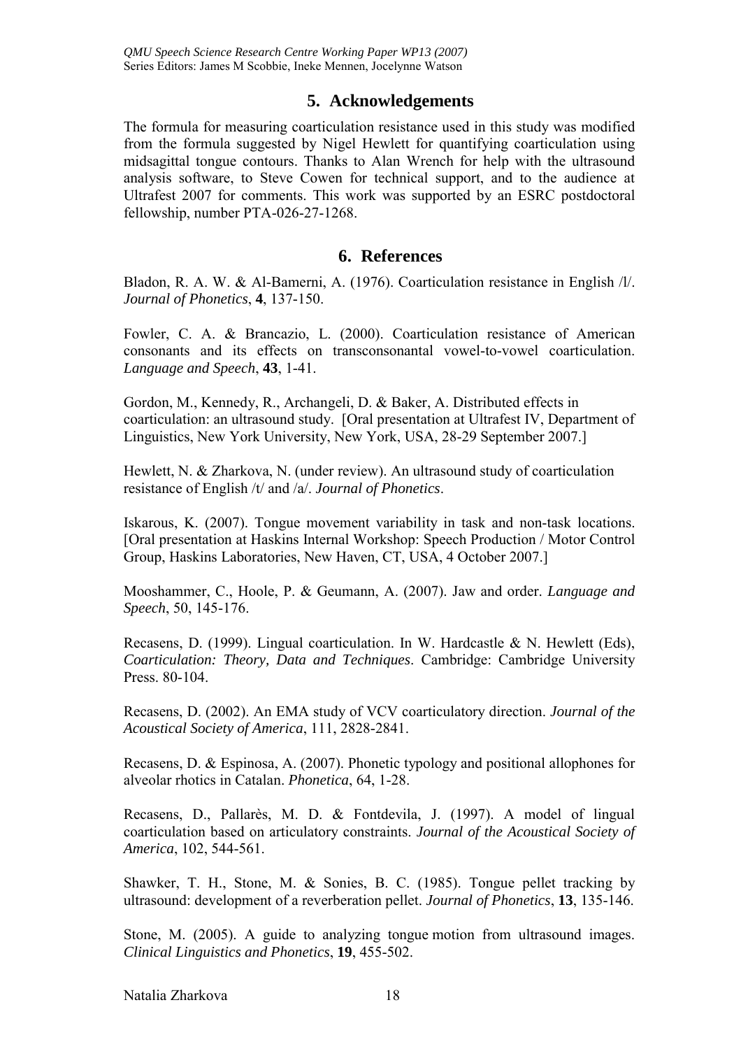## 5. Acknowledgements

The formula for measuring coarticulation resistance used in this study was modified from the formula suggested by Nigel Hewlett for quantifying coarticulation using midsagittal tongue contours. Thanks to Alan Wrench for help with the ultrasound analysis software, to Steve Cowen for technical support, and to the audience at Ultrafest 2007 for comments. This work was supported by an ESRC postdoctoral fellowship, number PTA-026-27-1268.

## 6. References

Bladon, R. A. W. & Al-Bamerni, A. (1976). Coarticulation resistance in English /l/. *Journal of Phonetics*, **4**, 137-150.

Fowler, C. A. & Brancazio, L. (2000). Coarticulation resistance of American consonants and its effects on transconsonantal vowel-to-vowel coarticulation. *Language and Speech*, **43**, 1-41.

Gordon, M., Kennedy, R., Archangeli, D. & Baker, A. Distributed effects in coarticulation: an ultrasound study. [Oral presentation at Ultrafest IV, Department of Linguistics, New York University, New York, USA, 28-29 September 2007.]

Hewlett, N. & Zharkova, N. (under review). An ultrasound study of coarticulation resistance of English /t/ and /a/. *Journal of Phonetics*.

Iskarous, K. (2007). Tongue movement variability in task and non-task locations. [Oral presentation at Haskins Internal Workshop: Speech Production / Motor Control Group, Haskins Laboratories, New Haven, CT, USA, 4 October 2007.]

Mooshammer, C., Hoole, P. & Geumann, A. (2007). Jaw and order. *Language and Speech*, 50, 145-176.

Recasens, D. (1999). Lingual coarticulation. In W. Hardcastle & N. Hewlett (Eds), *Coarticulation: Theory, Data and Techniques*. Cambridge: Cambridge University Press. 80-104.

Recasens, D. (2002). An EMA study of VCV coarticulatory direction. *Journal of the Acoustical Society of America*, 111, 2828-2841.

Recasens, D. & Espinosa, A. (2007). Phonetic typology and positional allophones for alveolar rhotics in Catalan. *Phonetica*, 64, 1-28.

Recasens, D., Pallarès, M. D. & Fontdevila, J. (1997). A model of lingual coarticulation based on articulatory constraints. *Journal of the Acoustical Society of America*, 102, 544-561.

Shawker, T. H., Stone, M. & Sonies, B. C. (1985). Tongue pellet tracking by ultrasound: development of a reverberation pellet. *Journal of Phonetics*, **13**, 135-146.

Stone, M. (2005). A guide to analyzing tongue motion from ultrasound images. *Clinical Linguistics and Phonetics*, **19**, 455-502.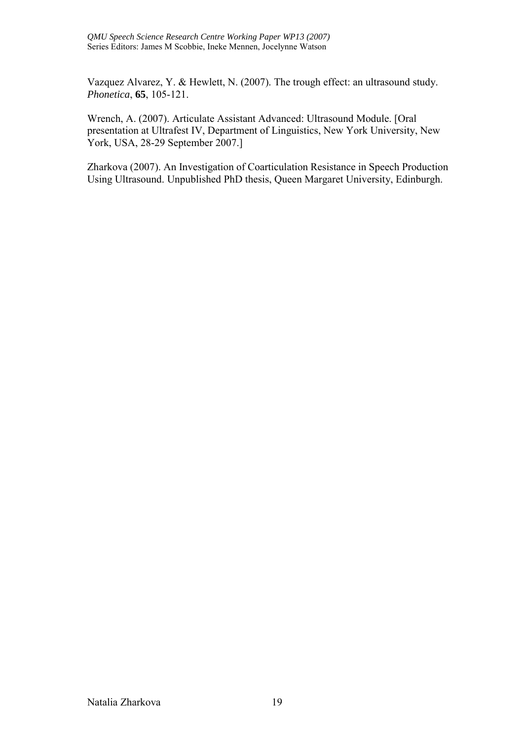Vazquez Alvarez, Y. & Hewlett, N. (2007). The trough effect: an ultrasound study. *Phonetica*, **65**, 105-121.

Wrench, A. (2007). Articulate Assistant Advanced: Ultrasound Module. [Oral presentation at Ultrafest IV, Department of Linguistics, New York University, New York, USA, 28-29 September 2007.]

Zharkova (2007). An Investigation of Coarticulation Resistance in Speech Production Using Ultrasound. Unpublished PhD thesis, Queen Margaret University, Edinburgh.